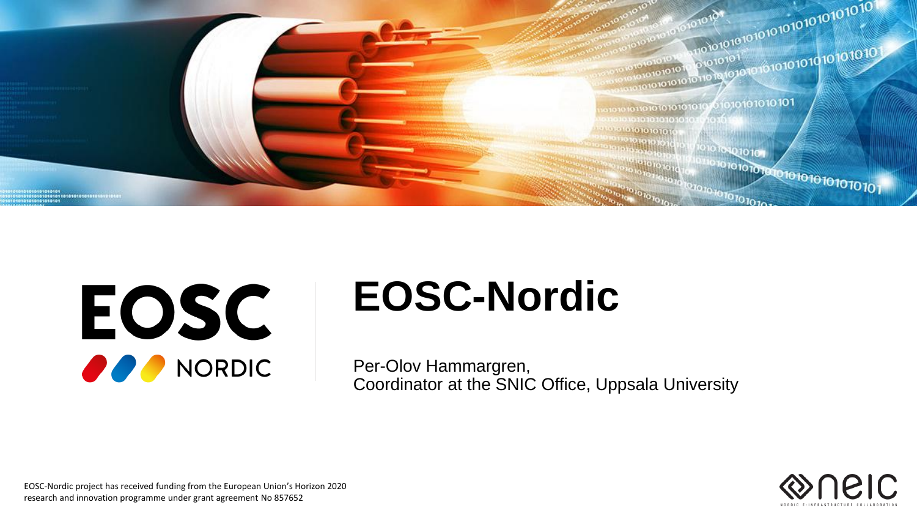# EOSC-Nordic

Per-Olov Hammargren,
Coordinator at the SNIC Office, Uppsala University

EOSC-Nordic project has received funding from the European Union's Horizon 2020 research and innovation programme under grant agreement No 857652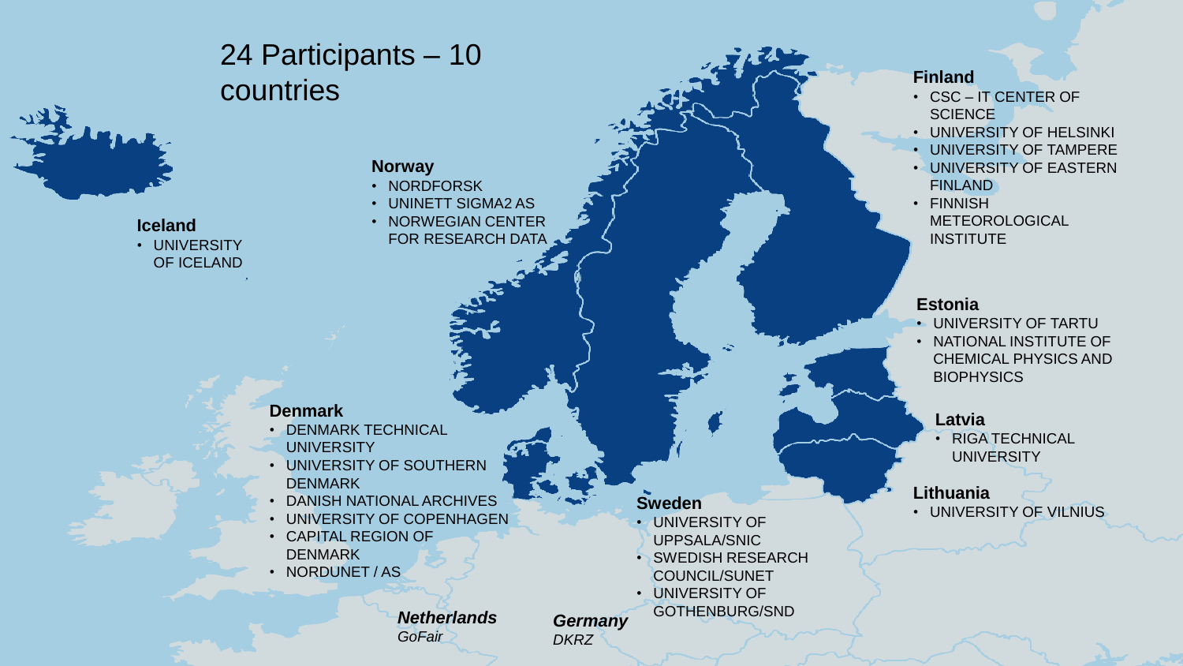# 24 Participants – 10 countries

**Iceland**

- UNIVERSITY OF ICELAND

**Norway**

- NORDFORSK
- UNINETT SIGMA2 AS
- NORWEGIAN CENTER FOR RESEARCH DATA

**Denmark**

- DENMARK TECHNICAL UNIVERSITY
- UNIVERSITY OF SOUTHERN DENMARK
- DANISH NATIONAL ARCHIVES
- UNIVERSITY OF COPENHAGEN
- CAPITAL REGION OF DENMARK
- NORDUNET / AS

***Netherlands***

*GoFair*

***Germany***

*DKRZ*

**Sweden**

- UNIVERSITY OF UPPSALA/SNIC
- SWEDISH RESEARCH COUNCIL/SUNET
- UNIVERSITY OF GOTHENBURG/SND

**Finland**

- CSC – IT CENTER OF SCIENCE
- UNIVERSITY OF HELSINKI
- UNIVERSITY OF TAMPERE
- UNIVERSITY OF EASTERN FINLAND
- FINNISH METEOROLOGICAL INSTITUTE

**Estonia**

- UNIVERSITY OF TARTU
- NATIONAL INSTITUTE OF CHEMICAL PHYSICS AND BIOPHYSICS

**Latvia**

- RIGA TECHNICAL UNIVERSITY

**Lithuania**

- UNIVERSITY OF VILNIUS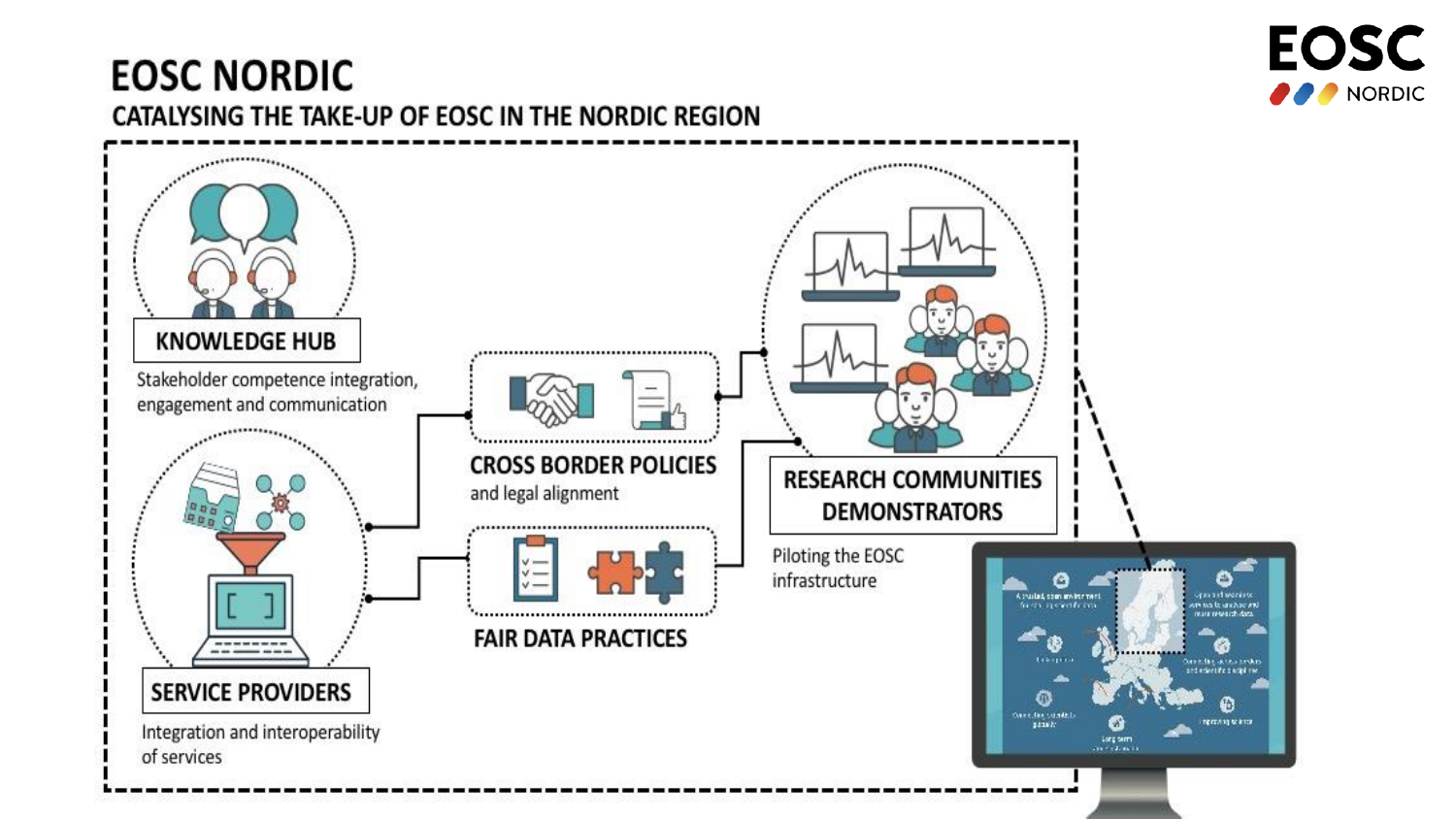# EOSC NORDIC

## CATALYSING THE TAKE-UP OF EOSC IN THE NORDIC REGION

**KNOWLEDGE HUB**

Stakeholder competence integration, engagement and communication

**SERVICE PROVIDERS**

Integration and interoperability of services

**CROSS BORDER POLICIES**

and legal alignment

**FAIR DATA PRACTICES**

**RESEARCH COMMUNITIES DEMONSTRATORS**

Piloting the EOSC infrastructure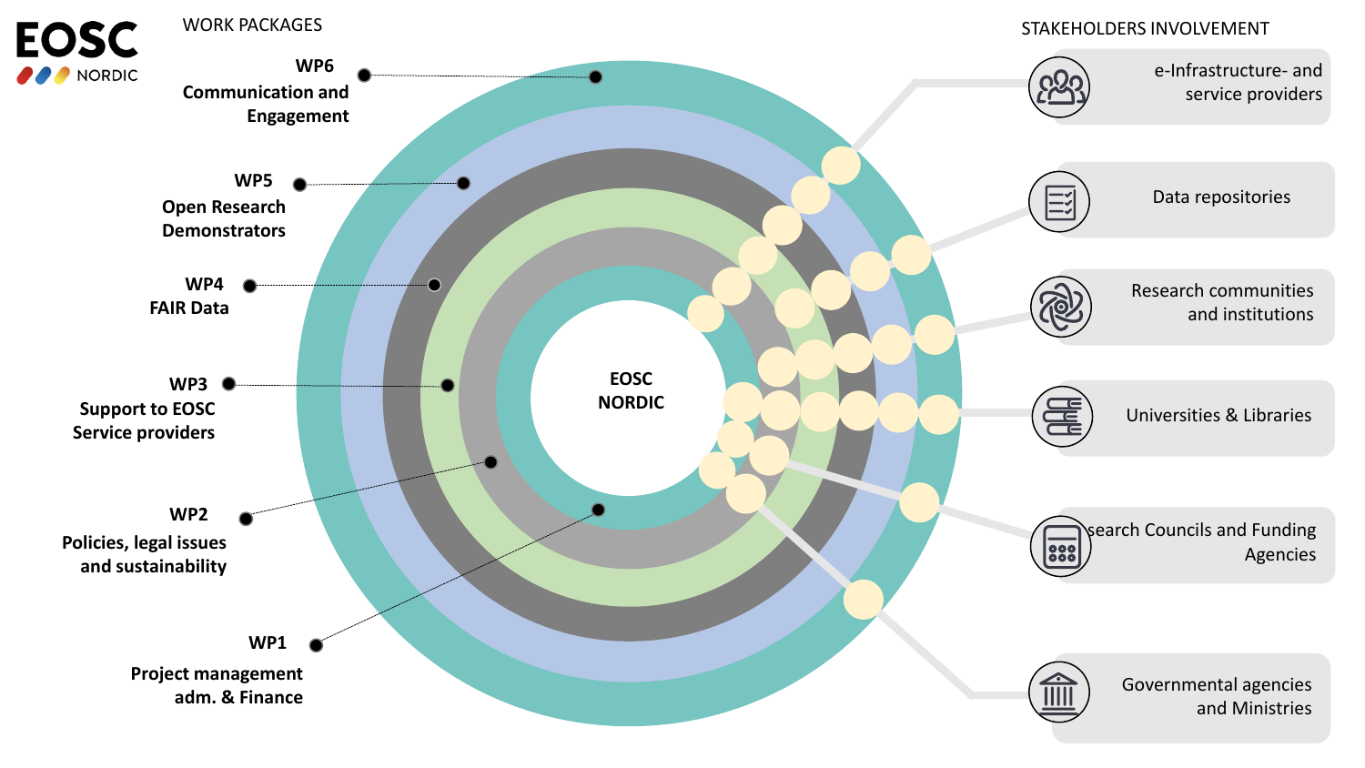EOSC NORDIC

WORK PACKAGES

**WP6**
**Communication and Engagement**

**WP5**
**Open Research Demonstrators**

**WP4**
**FAIR Data**

**WP3**
**Support to EOSC Service providers**

**WP2**
**Policies, legal issues and sustainability**

**WP1**
**Project management adm. & Finance**

**EOSC NORDIC**

STAKEHOLDERS INVOLVEMENT

- e-Infrastructure- and service providers
- Data repositories
- Research communities and institutions
- Universities & Libraries
- search Councils and Funding Agencies
- Governmental agencies and Ministries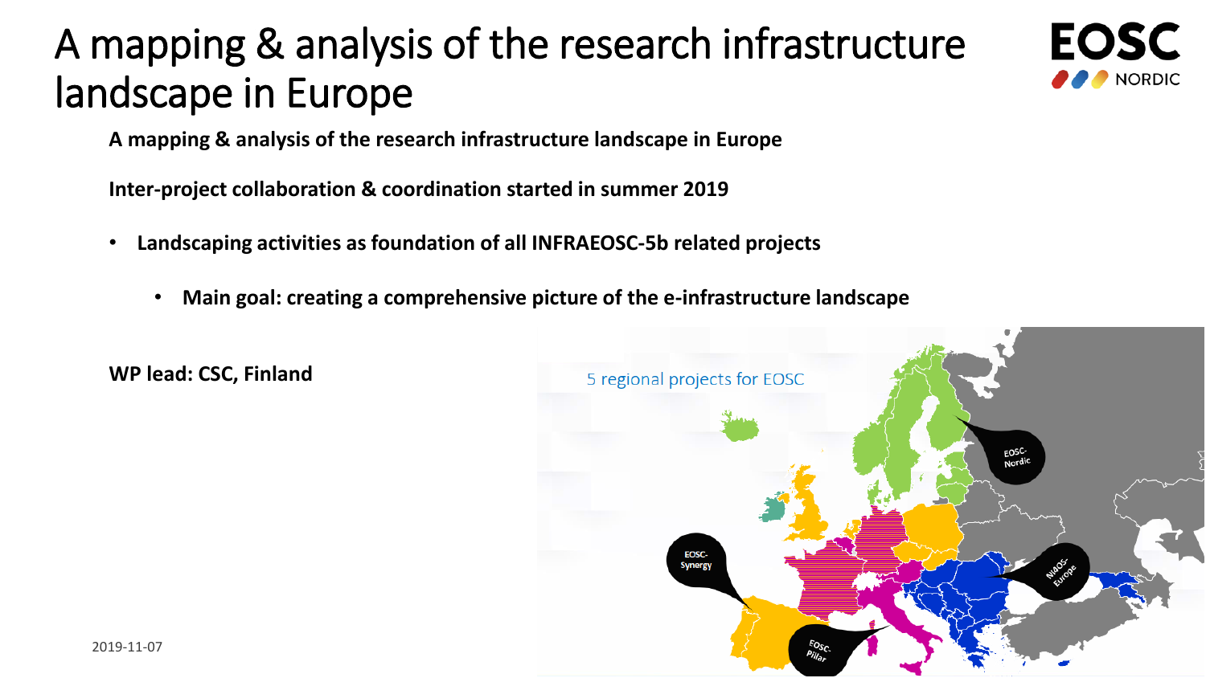# A mapping & analysis of the research infrastructure landscape in Europe

**A mapping & analysis of the research infrastructure landscape in Europe**

**Inter-project collaboration & coordination started in summer 2019**

- **Landscaping activities as foundation of all INFRAEOSC-5b related projects**
  - **Main goal: creating a comprehensive picture of the e-infrastructure landscape**

**WP lead: CSC, Finland**

5 regional projects for EOSC

EOSC-Nordic

EOSC-Synergy

NI4OS-Europe

EOSC-Pillar

2019-11-07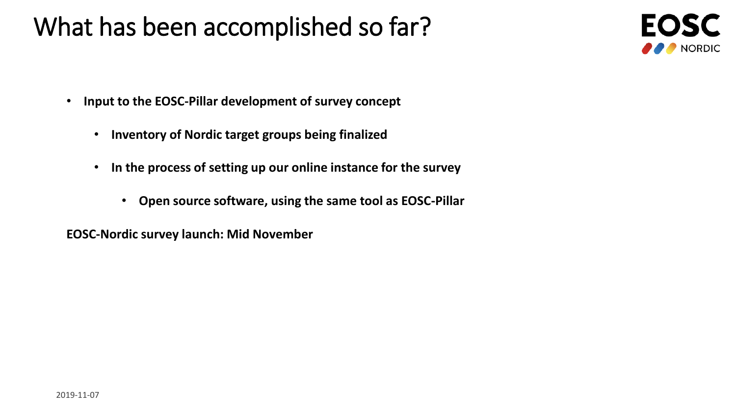# What has been accomplished so far?

- **Input to the EOSC-Pillar development of survey concept**
  - **Inventory of Nordic target groups being finalized**
  - **In the process of setting up our online instance for the survey**
    - **Open source software, using the same tool as EOSC-Pillar**

**EOSC-Nordic survey launch: Mid November**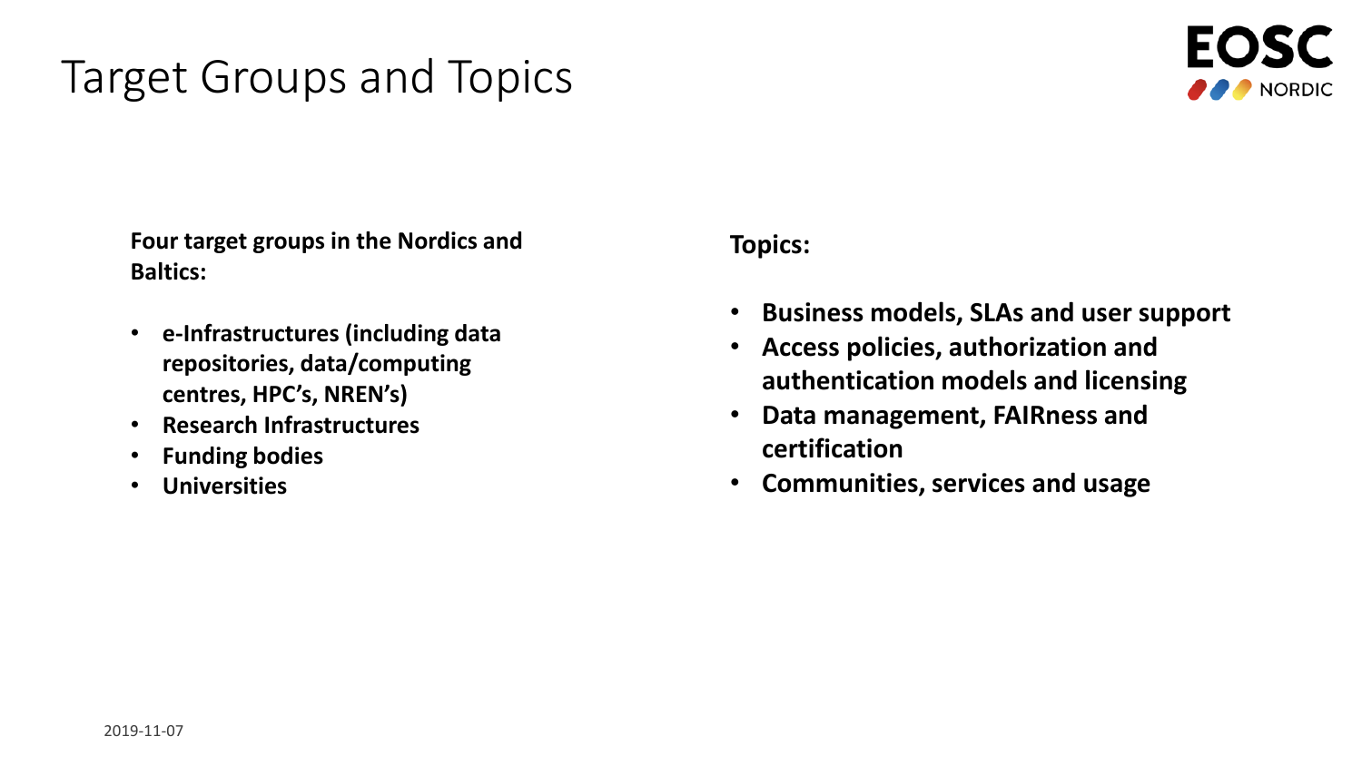# Target Groups and Topics

**Four target groups in the Nordics and Baltics:**

- **e-Infrastructures (including data repositories, data/computing centres, HPC's, NREN's)**
- **Research Infrastructures**
- **Funding bodies**
- **Universities**

**Topics:**

- **Business models, SLAs and user support**
- **Access policies, authorization and authentication models and licensing**
- **Data management, FAIRness and certification**
- **Communities, services and usage**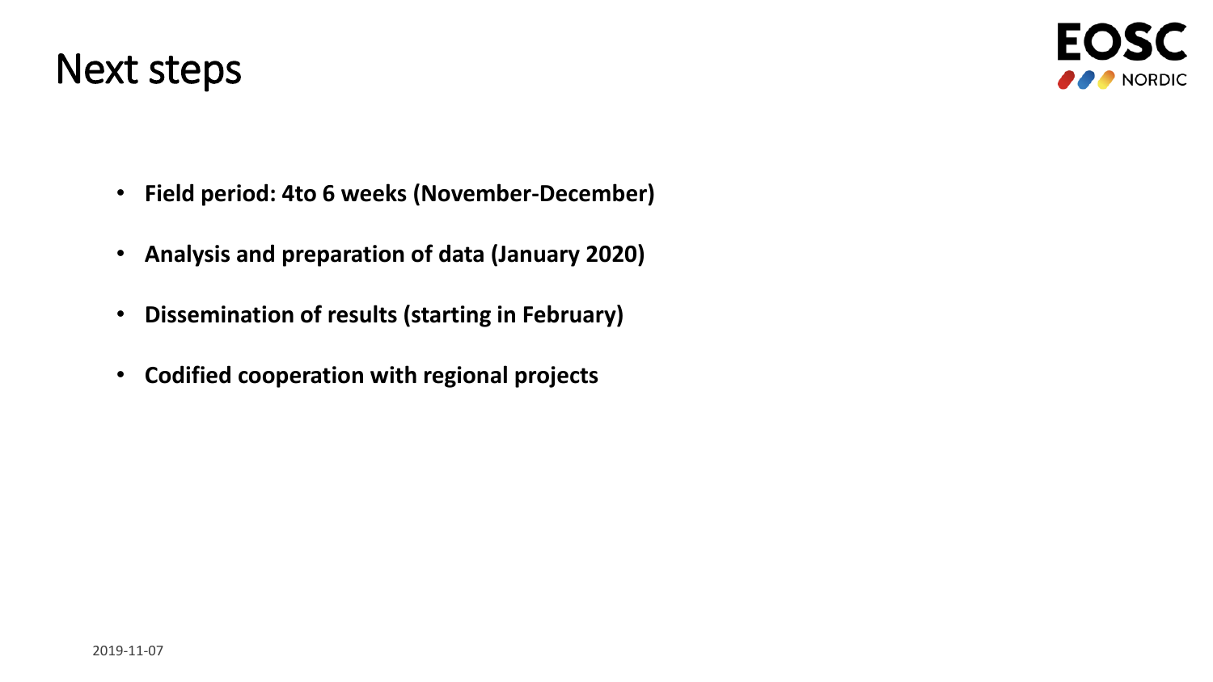# Next steps

- **Field period: 4to 6 weeks (November-December)**
- **Analysis and preparation of data (January 2020)**
- **Dissemination of results (starting in February)**
- **Codified cooperation with regional projects**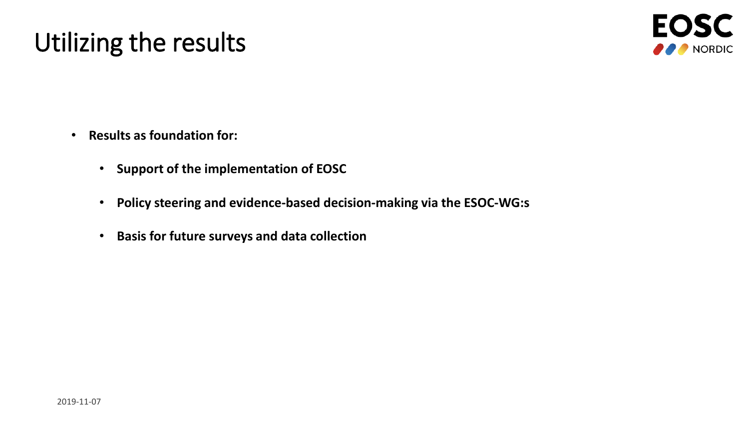# Utilizing the results

- **Results as foundation for:**
  - **Support of the implementation of EOSC**
  - **Policy steering and evidence-based decision-making via the ESOC-WG:s**
  - **Basis for future surveys and data collection**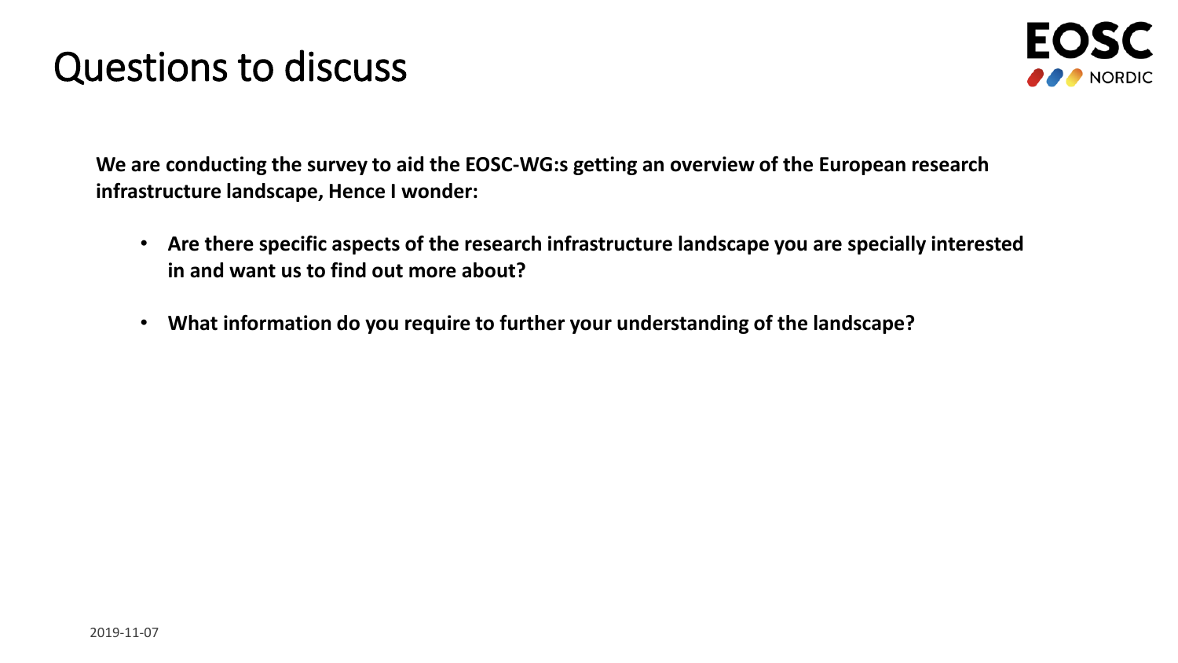# Questions to discuss

**We are conducting the survey to aid the EOSC-WG:s getting an overview of the European research infrastructure landscape, Hence I wonder:**

- **Are there specific aspects of the research infrastructure landscape you are specially interested in and want us to find out more about?**
- **What information do you require to further your understanding of the landscape?**